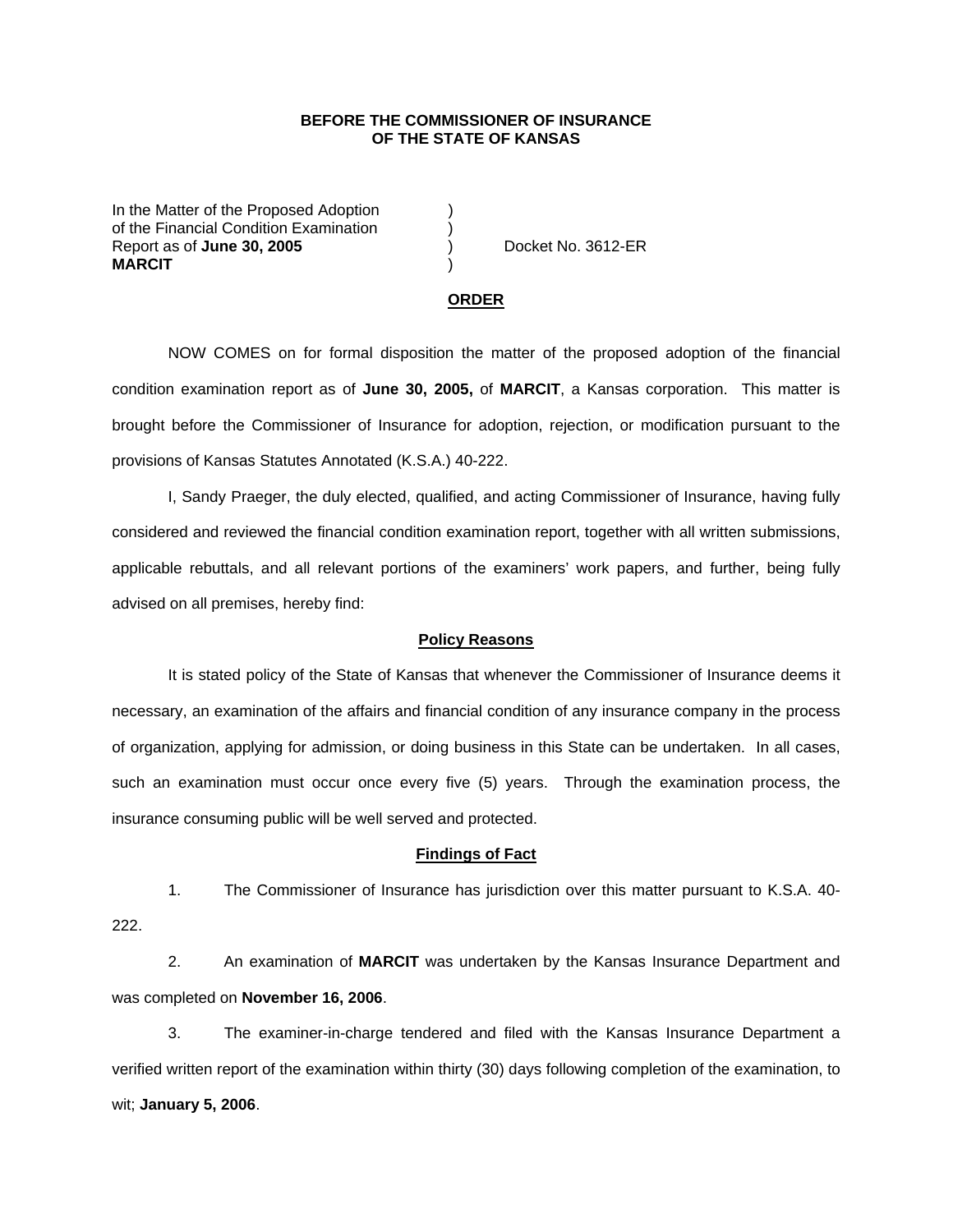**BEFORE THE COMMISSIONER OF INSURANCE**
**OF THE STATE OF KANSAS**

In the Matter of the Proposed Adoption )
of the Financial Condition Examination )
Report as of **June 30, 2005** ) Docket No. 3612-ER
**MARCIT** )

## ORDER

NOW COMES on for formal disposition the matter of the proposed adoption of the financial condition examination report as of **June 30, 2005,** of **MARCIT**, a Kansas corporation. This matter is brought before the Commissioner of Insurance for adoption, rejection, or modification pursuant to the provisions of Kansas Statutes Annotated (K.S.A.) 40-222.

I, Sandy Praeger, the duly elected, qualified, and acting Commissioner of Insurance, having fully considered and reviewed the financial condition examination report, together with all written submissions, applicable rebuttals, and all relevant portions of the examiners' work papers, and further, being fully advised on all premises, hereby find:

### Policy Reasons

It is stated policy of the State of Kansas that whenever the Commissioner of Insurance deems it necessary, an examination of the affairs and financial condition of any insurance company in the process of organization, applying for admission, or doing business in this State can be undertaken. In all cases, such an examination must occur once every five (5) years. Through the examination process, the insurance consuming public will be well served and protected.

### Findings of Fact

1. The Commissioner of Insurance has jurisdiction over this matter pursuant to K.S.A. 40-222.

2. An examination of **MARCIT** was undertaken by the Kansas Insurance Department and was completed on **November 16, 2006**.

3. The examiner-in-charge tendered and filed with the Kansas Insurance Department a verified written report of the examination within thirty (30) days following completion of the examination, to wit; **January 5, 2006**.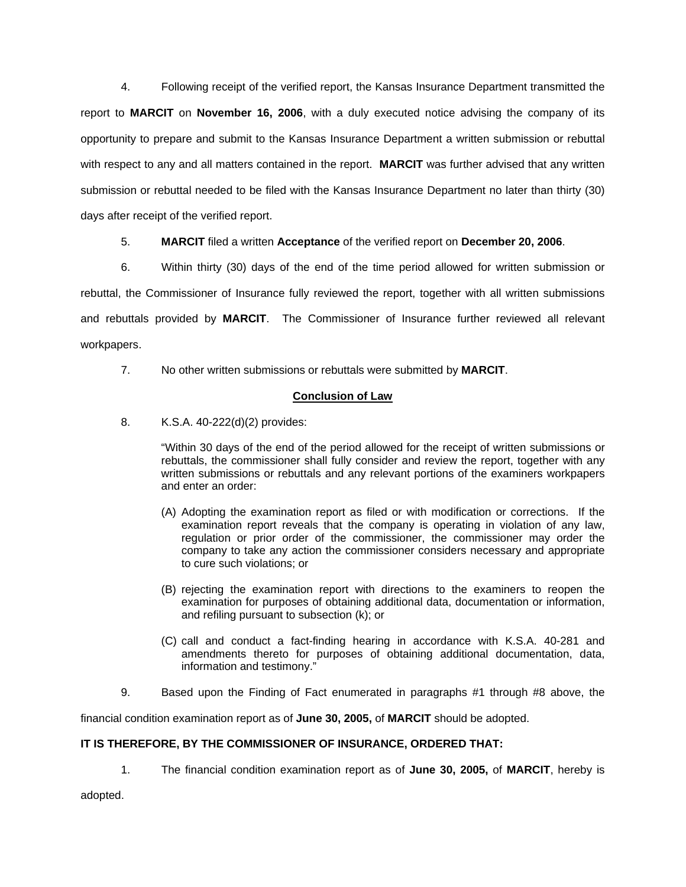4. Following receipt of the verified report, the Kansas Insurance Department transmitted the report to **MARCIT** on **November 16, 2006**, with a duly executed notice advising the company of its opportunity to prepare and submit to the Kansas Insurance Department a written submission or rebuttal with respect to any and all matters contained in the report. **MARCIT** was further advised that any written submission or rebuttal needed to be filed with the Kansas Insurance Department no later than thirty (30) days after receipt of the verified report.

5. **MARCIT** filed a written **Acceptance** of the verified report on **December 20, 2006**.

6. Within thirty (30) days of the end of the time period allowed for written submission or rebuttal, the Commissioner of Insurance fully reviewed the report, together with all written submissions and rebuttals provided by **MARCIT**. The Commissioner of Insurance further reviewed all relevant workpapers.

7. No other written submissions or rebuttals were submitted by **MARCIT**.

## Conclusion of Law

8. K.S.A. 40-222(d)(2) provides:

> "Within 30 days of the end of the period allowed for the receipt of written submissions or rebuttals, the commissioner shall fully consider and review the report, together with any written submissions or rebuttals and any relevant portions of the examiners workpapers and enter an order:
>
> (A) Adopting the examination report as filed or with modification or corrections. If the examination report reveals that the company is operating in violation of any law, regulation or prior order of the commissioner, the commissioner may order the company to take any action the commissioner considers necessary and appropriate to cure such violations; or
>
> (B) rejecting the examination report with directions to the examiners to reopen the examination for purposes of obtaining additional data, documentation or information, and refiling pursuant to subsection (k); or
>
> (C) call and conduct a fact-finding hearing in accordance with K.S.A. 40-281 and amendments thereto for purposes of obtaining additional documentation, data, information and testimony."

9. Based upon the Finding of Fact enumerated in paragraphs #1 through #8 above, the financial condition examination report as of **June 30, 2005,** of **MARCIT** should be adopted.

**IT IS THEREFORE, BY THE COMMISSIONER OF INSURANCE, ORDERED THAT:**

1. The financial condition examination report as of **June 30, 2005,** of **MARCIT**, hereby is adopted.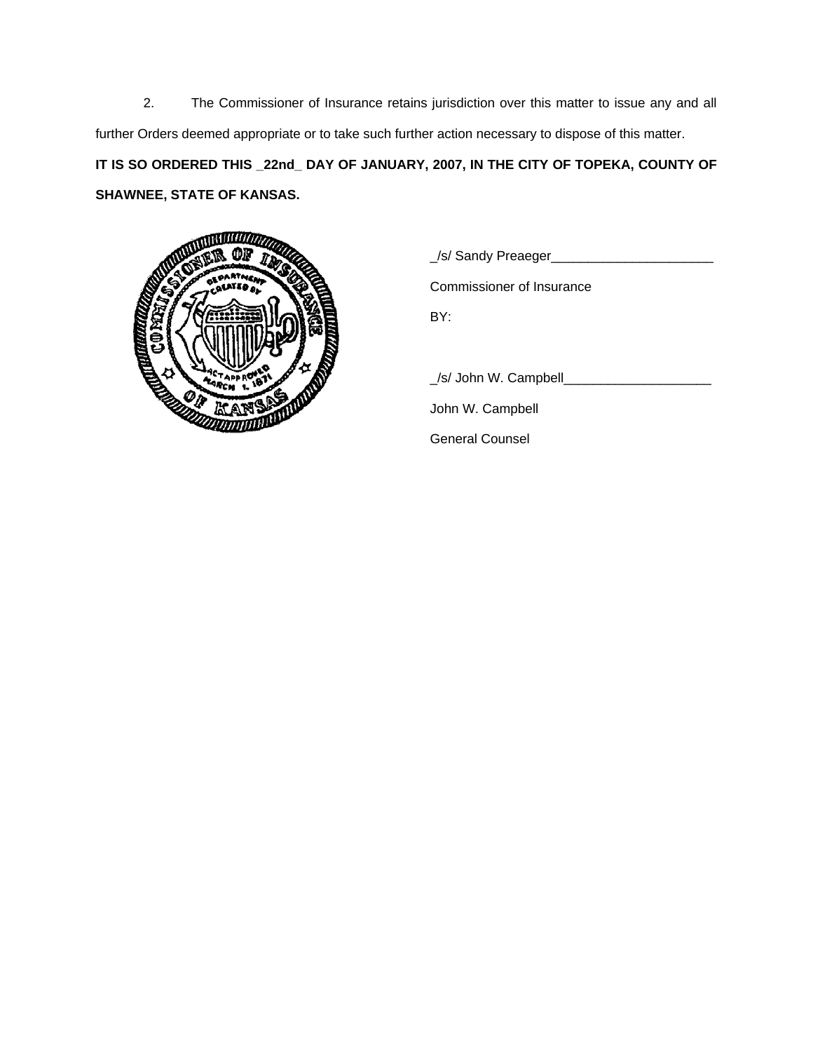2. The Commissioner of Insurance retains jurisdiction over this matter to issue any and all further Orders deemed appropriate or to take such further action necessary to dispose of this matter.

**IT IS SO ORDERED THIS _22nd_ DAY OF JANUARY, 2007, IN THE CITY OF TOPEKA, COUNTY OF SHAWNEE, STATE OF KANSAS.**

_/s/ Sandy Praeger_____________________

Commissioner of Insurance

BY:

_/s/ John W. Campbell___________________

John W. Campbell

General Counsel